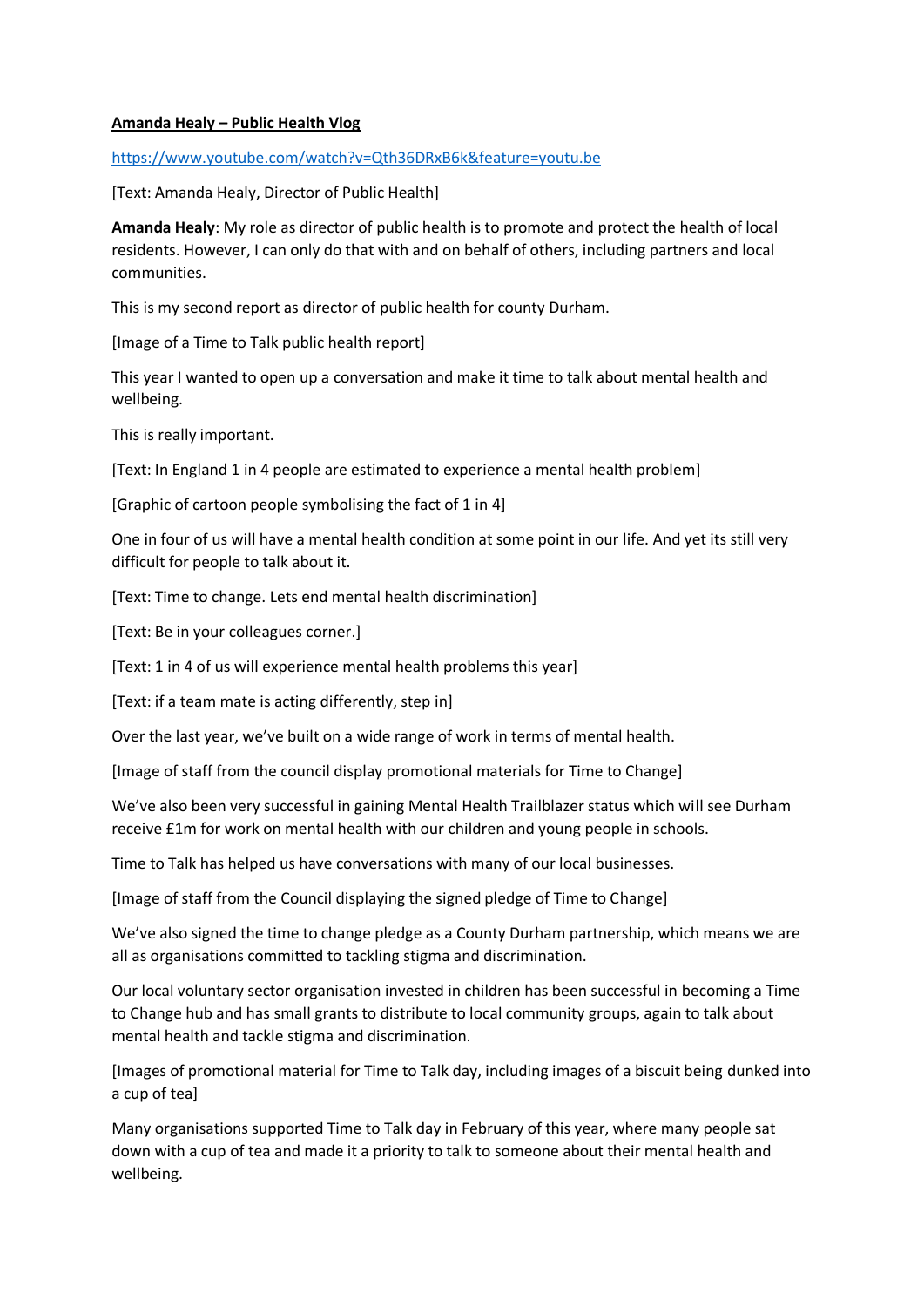**Amanda Healy – Public Health Vlog**

https://www.youtube.com/watch?v=Qth36DRxB6k&feature=youtu.be

[Text: Amanda Healy, Director of Public Health]

**Amanda Healy**: My role as director of public health is to promote and protect the health of local residents. However, I can only do that with and on behalf of others, including partners and local communities.

This is my second report as director of public health for county Durham.

[Image of a Time to Talk public health report]

This year I wanted to open up a conversation and make it time to talk about mental health and wellbeing.

This is really important.

[Text: In England 1 in 4 people are estimated to experience a mental health problem]

[Graphic of cartoon people symbolising the fact of 1 in 4]

One in four of us will have a mental health condition at some point in our life. And yet its still very difficult for people to talk about it.

[Text: Time to change. Lets end mental health discrimination]

[Text: Be in your colleagues corner.]

[Text: 1 in 4 of us will experience mental health problems this year]

[Text: if a team mate is acting differently, step in]

Over the last year, we've built on a wide range of work in terms of mental health.

[Image of staff from the council display promotional materials for Time to Change]

We've also been very successful in gaining Mental Health Trailblazer status which will see Durham receive £1m for work on mental health with our children and young people in schools.

Time to Talk has helped us have conversations with many of our local businesses.

[Image of staff from the Council displaying the signed pledge of Time to Change]

We've also signed the time to change pledge as a County Durham partnership, which means we are all as organisations committed to tackling stigma and discrimination.

Our local voluntary sector organisation invested in children has been successful in becoming a Time to Change hub and has small grants to distribute to local community groups, again to talk about mental health and tackle stigma and discrimination.

[Images of promotional material for Time to Talk day, including images of a biscuit being dunked into a cup of tea]

Many organisations supported Time to Talk day in February of this year, where many people sat down with a cup of tea and made it a priority to talk to someone about their mental health and wellbeing.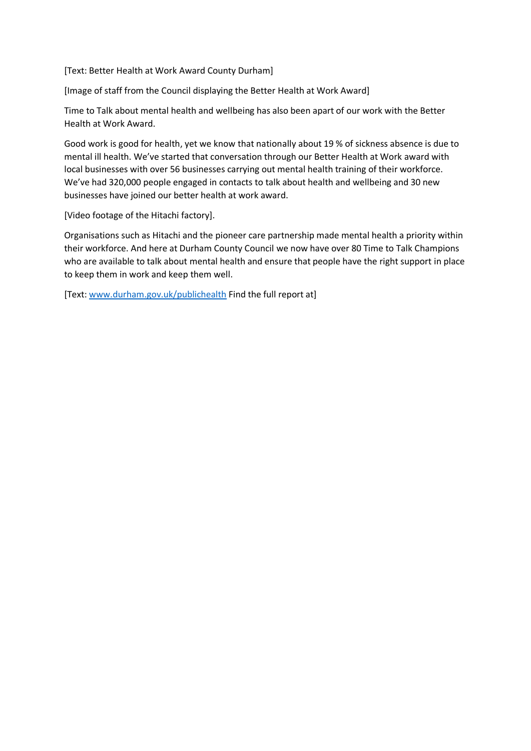[Text: Better Health at Work Award County Durham]

[Image of staff from the Council displaying the Better Health at Work Award]

Time to Talk about mental health and wellbeing has also been apart of our work with the Better Health at Work Award.

Good work is good for health, yet we know that nationally about 19 % of sickness absence is due to mental ill health. We've started that conversation through our Better Health at Work award with local businesses with over 56 businesses carrying out mental health training of their workforce. We've had 320,000 people engaged in contacts to talk about health and wellbeing and 30 new businesses have joined our better health at work award.

[Video footage of the Hitachi factory].

Organisations such as Hitachi and the pioneer care partnership made mental health a priority within their workforce. And here at Durham County Council we now have over 80 Time to Talk Champions who are available to talk about mental health and ensure that people have the right support in place to keep them in work and keep them well.

[Text: www.durham.gov.uk/publichealth Find the full report at]